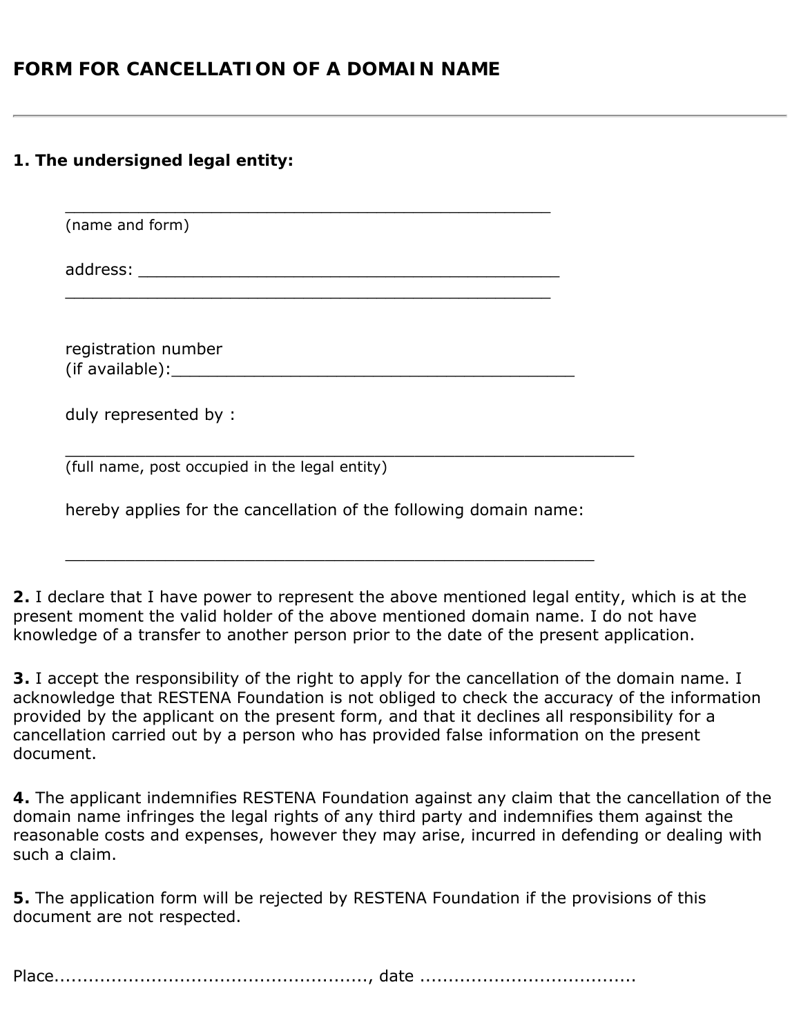# FORM FOR CANCELLATION OF A DOMAIN NAME

---

**1. The undersigned legal entity:**

_______________________________________________
(name and form)

address: _______________________________________________
_______________________________________________

registration number
(if available):_______________________________________________

duly represented by :

_______________________________________________________
(full name, post occupied in the legal entity)

hereby applies for the cancellation of the following domain name:

_______________________________________________

**2.** I declare that I have power to represent the above mentioned legal entity, which is at the present moment the valid holder of the above mentioned domain name. I do not have knowledge of a transfer to another person prior to the date of the present application.

**3.** I accept the responsibility of the right to apply for the cancellation of the domain name. I acknowledge that RESTENA Foundation is not obliged to check the accuracy of the information provided by the applicant on the present form, and that it declines all responsibility for a cancellation carried out by a person who has provided false information on the present document.

**4.** The applicant indemnifies RESTENA Foundation against any claim that the cancellation of the domain name infringes the legal rights of any third party and indemnifies them against the reasonable costs and expenses, however they may arise, incurred in defending or dealing with such a claim.

**5.** The application form will be rejected by RESTENA Foundation if the provisions of this document are not respected.

Place......................................................, date .....................................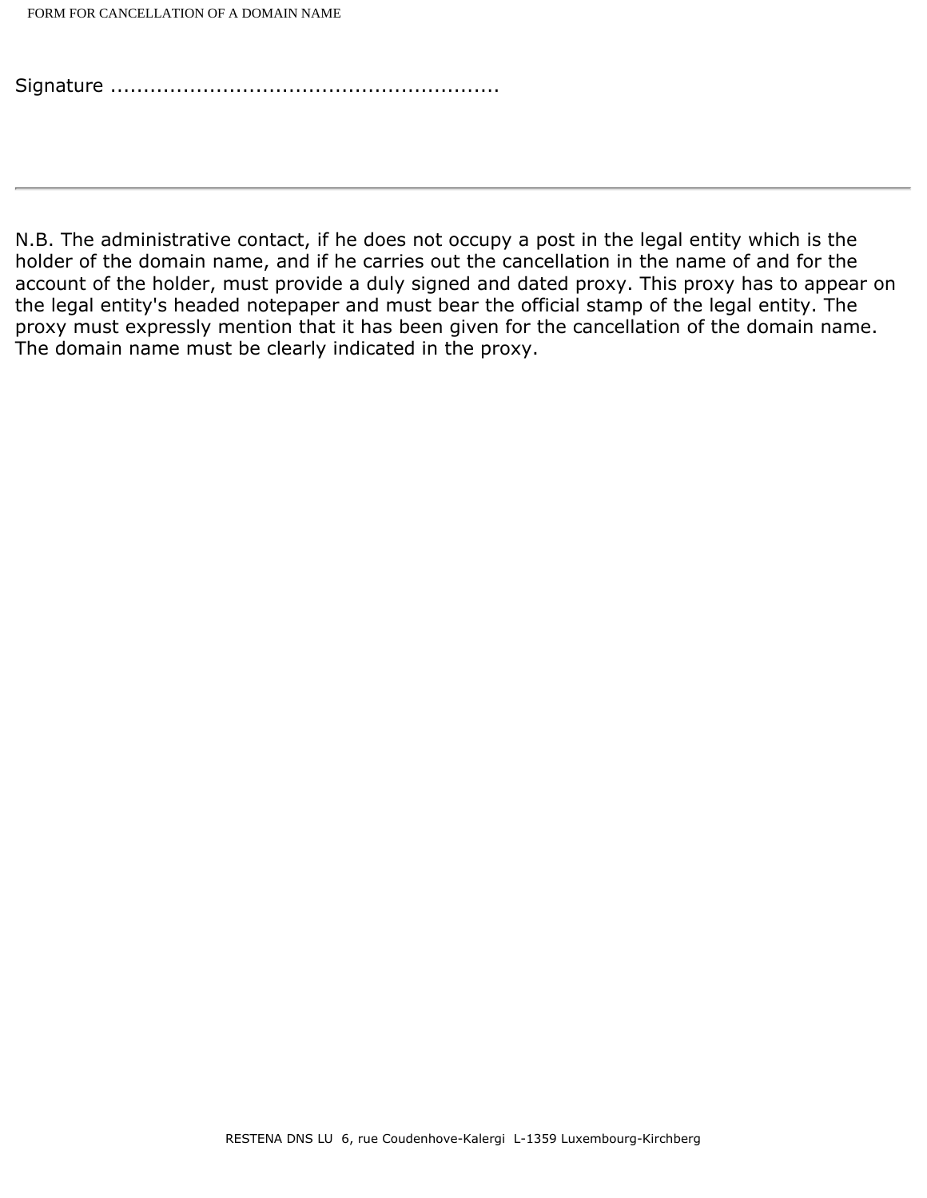Signature ..........................................................

---

N.B. The administrative contact, if he does not occupy a post in the legal entity which is the holder of the domain name, and if he carries out the cancellation in the name of and for the account of the holder, must provide a duly signed and dated proxy. This proxy has to appear on the legal entity's headed notepaper and must bear the official stamp of the legal entity. The proxy must expressly mention that it has been given for the cancellation of the domain name. The domain name must be clearly indicated in the proxy.